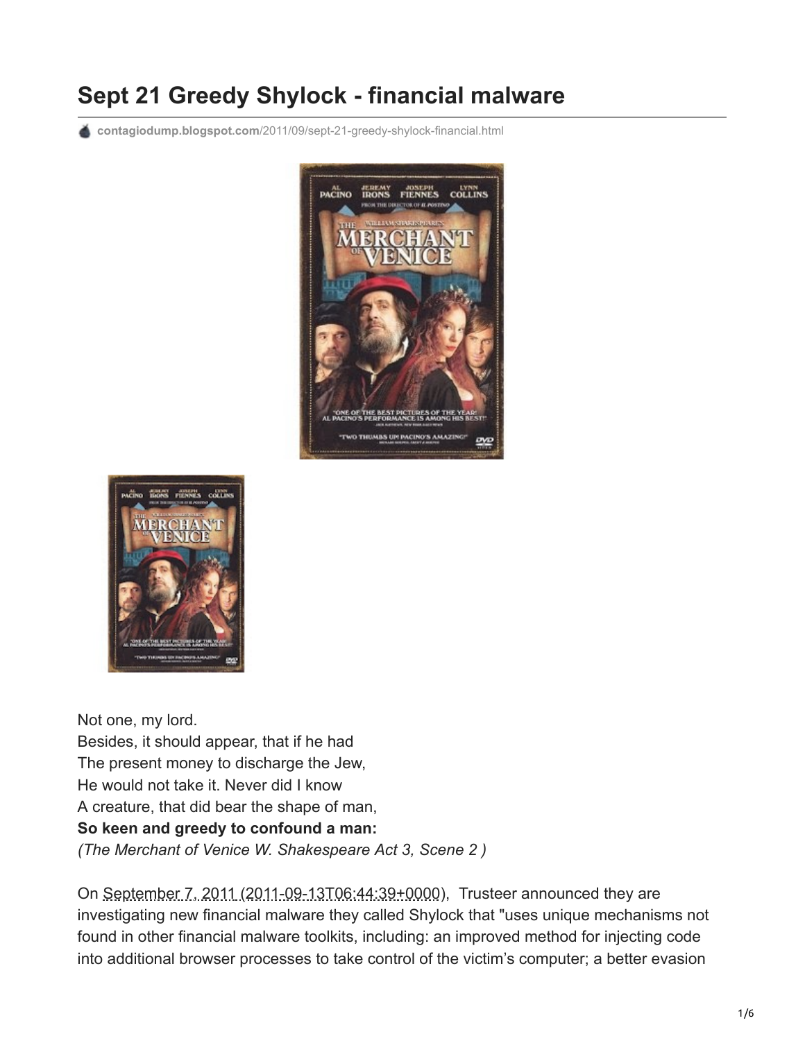# Sept 21 Greedy Shylock - financial malware

contagiodump.blogspot.com/2011/09/sept-21-greedy-shylock-financial.html

Not one, my lord.
Besides, it should appear, that if he had
The present money to discharge the Jew,
He would not take it. Never did I know
A creature, that did bear the shape of man,
**So keen and greedy to confound a man:**
*(The Merchant of Venice W. Shakespeare Act 3, Scene 2 )*

On September 7, 2011 (2011-09-13T06:44:39+0000), Trusteer announced they are investigating new financial malware they called Shylock that "uses unique mechanisms not found in other financial malware toolkits, including: an improved method for injecting code into additional browser processes to take control of the victim's computer; a better evasion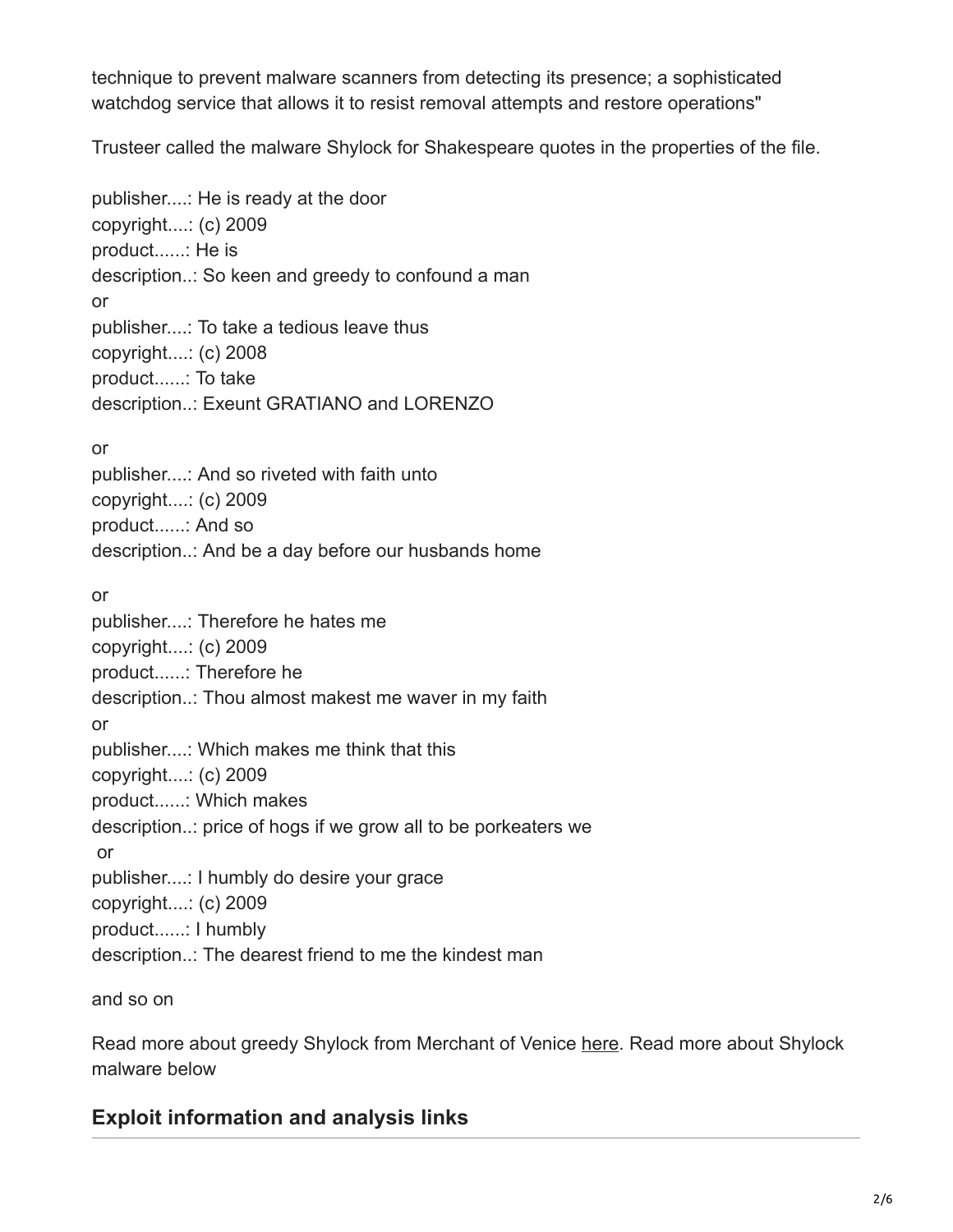technique to prevent malware scanners from detecting its presence; a sophisticated watchdog service that allows it to resist removal attempts and restore operations"

Trusteer called the malware Shylock for Shakespeare quotes in the properties of the file.

publisher....: He is ready at the door
copyright....: (c) 2009
product......: He is
description..: So keen and greedy to confound a man
or
publisher....: To take a tedious leave thus
copyright....: (c) 2008
product......: To take
description..: Exeunt GRATIANO and LORENZO

or
publisher....: And so riveted with faith unto
copyright....: (c) 2009
product......: And so
description..: And be a day before our husbands home

or
publisher....: Therefore he hates me
copyright....: (c) 2009
product......: Therefore he
description..: Thou almost makest me waver in my faith
or
publisher....: Which makes me think that this
copyright....: (c) 2009
product......: Which makes
description..: price of hogs if we grow all to be porkeaters we
or
publisher....: I humbly do desire your grace
copyright....: (c) 2009
product......: I humbly
description..: The dearest friend to me the kindest man

and so on

Read more about greedy Shylock from Merchant of Venice here. Read more about Shylock malware below

## Exploit information and analysis links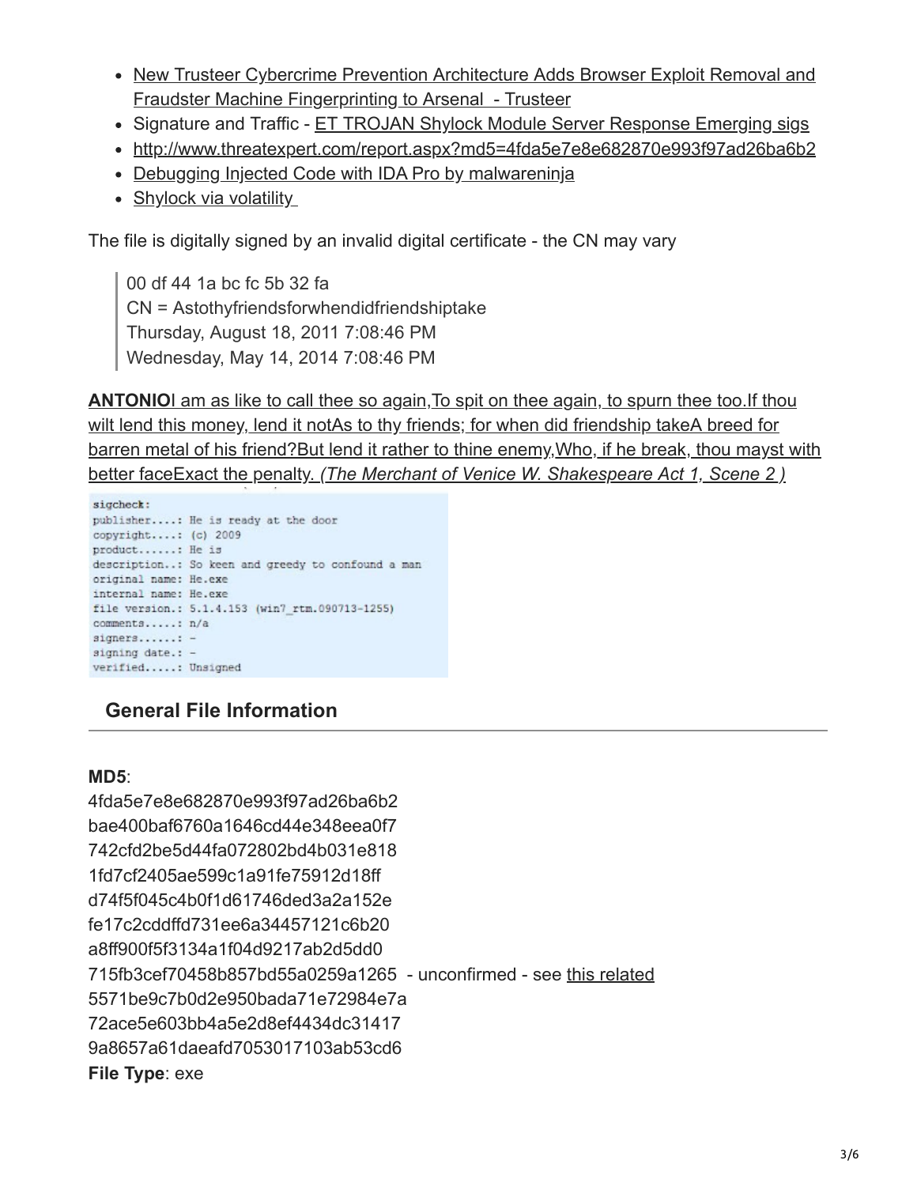- New Trusteer Cybercrime Prevention Architecture Adds Browser Exploit Removal and Fraudster Machine Fingerprinting to Arsenal - Trusteer
- Signature and Traffic - ET TROJAN Shylock Module Server Response Emerging sigs
- http://www.threatexpert.com/report.aspx?md5=4fda5e7e8e682870e993f97ad26ba6b2
- Debugging Injected Code with IDA Pro by malwareninja
- Shylock via volatility

The file is digitally signed by an invalid digital certificate - the CN may vary

> 00 df 44 1a bc fc 5b 32 fa
> CN = Astothyfriendsforwhendidfriendshiptake
> Thursday, August 18, 2011 7:08:46 PM
> Wednesday, May 14, 2014 7:08:46 PM

**ANTONIO**I am as like to call thee so again,To spit on thee again, to spurn thee too.If thou wilt lend this money, lend it notAs to thy friends; for when did friendship takeA breed for barren metal of his friend?But lend it rather to thine enemy,Who, if he break, thou mayst with better faceExact the penalty. *(The Merchant of Venice W. Shakespeare Act 1, Scene 2 )*

```
sigcheck:
publisher....: He is ready at the door
copyright....: (c) 2009
product......: He is
description..: So keen and greedy to confound a man
original name: He.exe
internal name: He.exe
file version.: 5.1.4.153 (win7_rtm.090713-1255)
comments.....: n/a
signers......: -
signing date.: -
verified.....: Unsigned
```

## General File Information

**MD5**:
4fda5e7e8e682870e993f97ad26ba6b2
bae400baf6760a1646cd44e348eea0f7
742cfd2be5d44fa072802bd4b031e818
1fd7cf2405ae599c1a91fe75912d18ff
d74f5f045c4b0f1d61746ded3a2a152e
fe17c2cddffd731ee6a34457121c6b20
a8ff900f5f3134a1f04d9217ab2d5dd0
715fb3cef70458b857bd55a0259a1265 - unconfirmed - see this related
5571be9c7b0d2e950bada71e72984e7a
72ace5e603bb4a5e2d8ef4434dc31417
9a8657a61daeafd7053017103ab53cd6
**File Type**: exe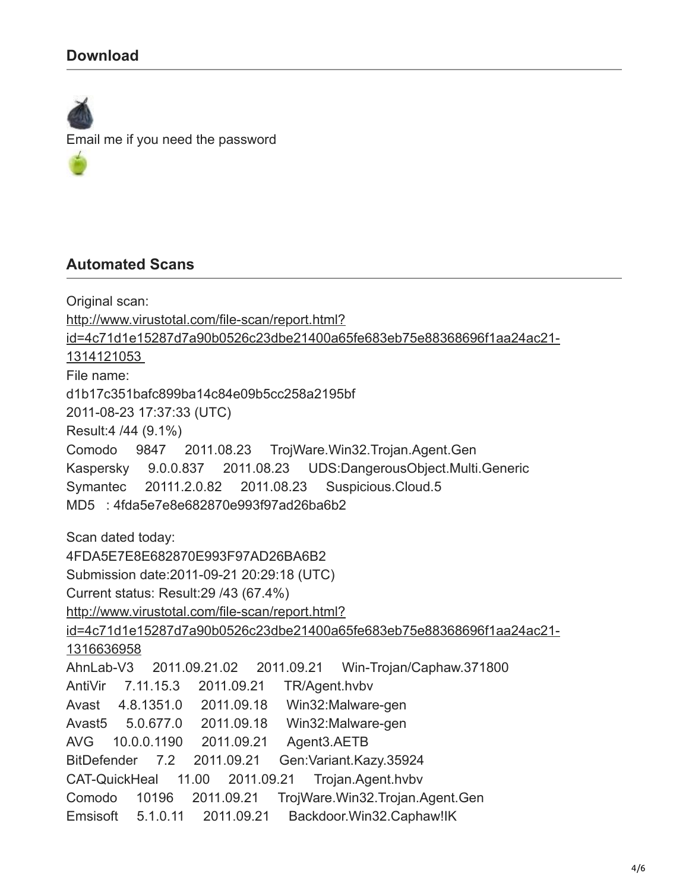## Download

Email me if you need the password

## Automated Scans

Original scan:
[http://www.virustotal.com/file-scan/report.html?id=4c71d1e15287d7a90b0526c23dbe21400a65fe683eb75e88368696f1aa24ac21-1314121053](http://www.virustotal.com/file-scan/report.html?id=4c71d1e15287d7a90b0526c23dbe21400a65fe683eb75e88368696f1aa24ac21-1314121053)
File name:
d1b17c351bafc899ba14c84e09b5cc258a2195bf
2011-08-23 17:37:33 (UTC)
Result:4 /44 (9.1%)
Comodo 9847 2011.08.23 TrojWare.Win32.Trojan.Agent.Gen
Kaspersky 9.0.0.837 2011.08.23 UDS:DangerousObject.Multi.Generic
Symantec 20111.2.0.82 2011.08.23 Suspicious.Cloud.5
MD5 : 4fda5e7e8e682870e993f97ad26ba6b2

Scan dated today:
4FDA5E7E8E682870E993F97AD26BA6B2
Submission date:2011-09-21 20:29:18 (UTC)
Current status: Result:29 /43 (67.4%)
[http://www.virustotal.com/file-scan/report.html?id=4c71d1e15287d7a90b0526c23dbe21400a65fe683eb75e88368696f1aa24ac21-1316636958](http://www.virustotal.com/file-scan/report.html?id=4c71d1e15287d7a90b0526c23dbe21400a65fe683eb75e88368696f1aa24ac21-1316636958)
AhnLab-V3 2011.09.21.02 2011.09.21 Win-Trojan/Caphaw.371800
AntiVir 7.11.15.3 2011.09.21 TR/Agent.hvbv
Avast 4.8.1351.0 2011.09.18 Win32:Malware-gen
Avast5 5.0.677.0 2011.09.18 Win32:Malware-gen
AVG 10.0.0.1190 2011.09.21 Agent3.AETB
BitDefender 7.2 2011.09.21 Gen:Variant.Kazy.35924
CAT-QuickHeal 11.00 2011.09.21 Trojan.Agent.hvbv
Comodo 10196 2011.09.21 TrojWare.Win32.Trojan.Agent.Gen
Emsisoft 5.1.0.11 2011.09.21 Backdoor.Win32.Caphaw!IK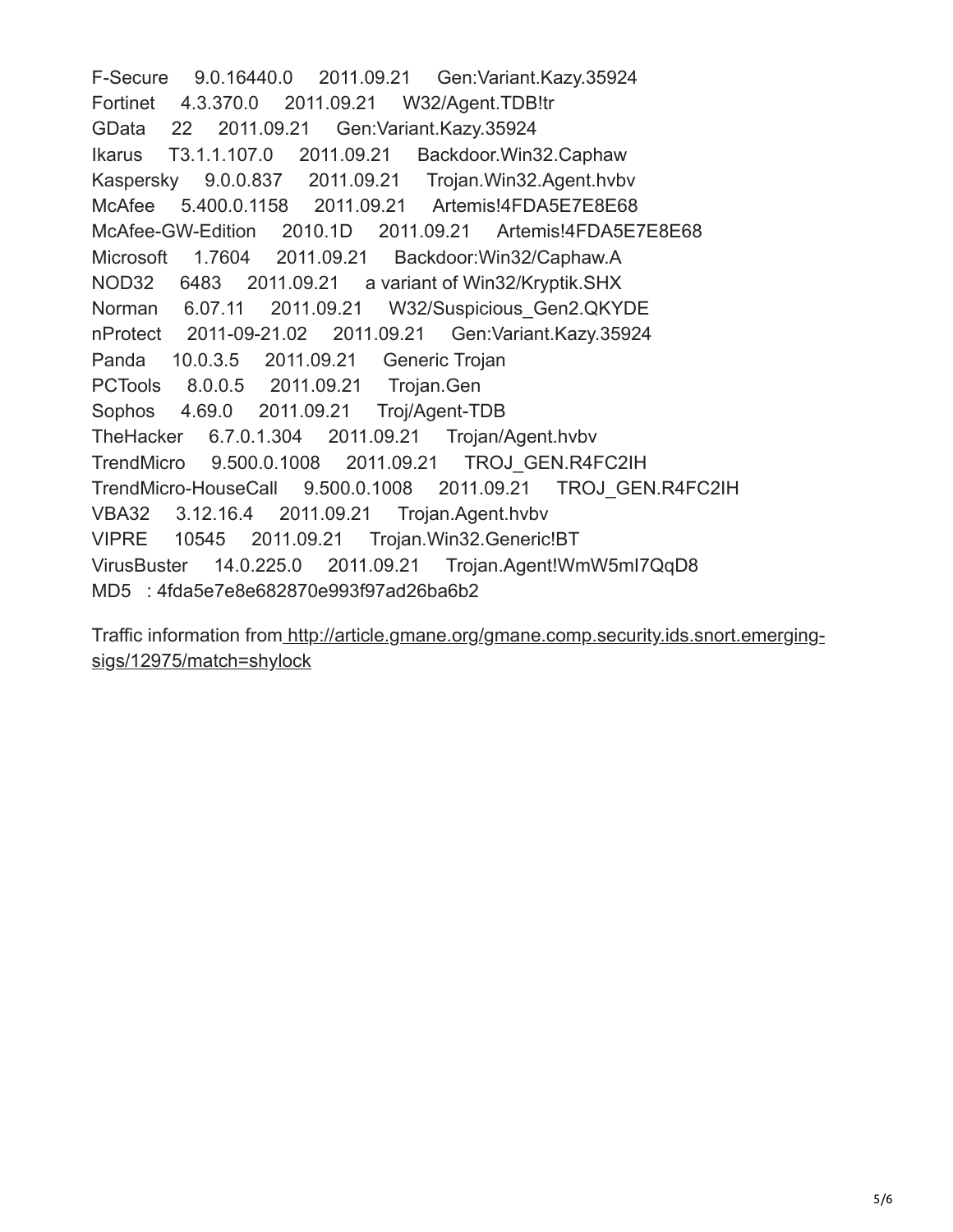F-Secure 9.0.16440.0 2011.09.21 Gen:Variant.Kazy.35924
Fortinet 4.3.370.0 2011.09.21 W32/Agent.TDB!tr
GData 22 2011.09.21 Gen:Variant.Kazy.35924
Ikarus T3.1.1.107.0 2011.09.21 Backdoor.Win32.Caphaw
Kaspersky 9.0.0.837 2011.09.21 Trojan.Win32.Agent.hvbv
McAfee 5.400.0.1158 2011.09.21 Artemis!4FDA5E7E8E68
McAfee-GW-Edition 2010.1D 2011.09.21 Artemis!4FDA5E7E8E68
Microsoft 1.7604 2011.09.21 Backdoor:Win32/Caphaw.A
NOD32 6483 2011.09.21 a variant of Win32/Kryptik.SHX
Norman 6.07.11 2011.09.21 W32/Suspicious_Gen2.QKYDE
nProtect 2011-09-21.02 2011.09.21 Gen:Variant.Kazy.35924
Panda 10.0.3.5 2011.09.21 Generic Trojan
PCTools 8.0.0.5 2011.09.21 Trojan.Gen
Sophos 4.69.0 2011.09.21 Troj/Agent-TDB
TheHacker 6.7.0.1.304 2011.09.21 Trojan/Agent.hvbv
TrendMicro 9.500.0.1008 2011.09.21 TROJ_GEN.R4FC2IH
TrendMicro-HouseCall 9.500.0.1008 2011.09.21 TROJ_GEN.R4FC2IH
VBA32 3.12.16.4 2011.09.21 Trojan.Agent.hvbv
VIPRE 10545 2011.09.21 Trojan.Win32.Generic!BT
VirusBuster 14.0.225.0 2011.09.21 Trojan.Agent!WmW5mI7QqD8
MD5 : 4fda5e7e8e682870e993f97ad26ba6b2

Traffic information from http://article.gmane.org/gmane.comp.security.ids.snort.emerging-sigs/12975/match=shylock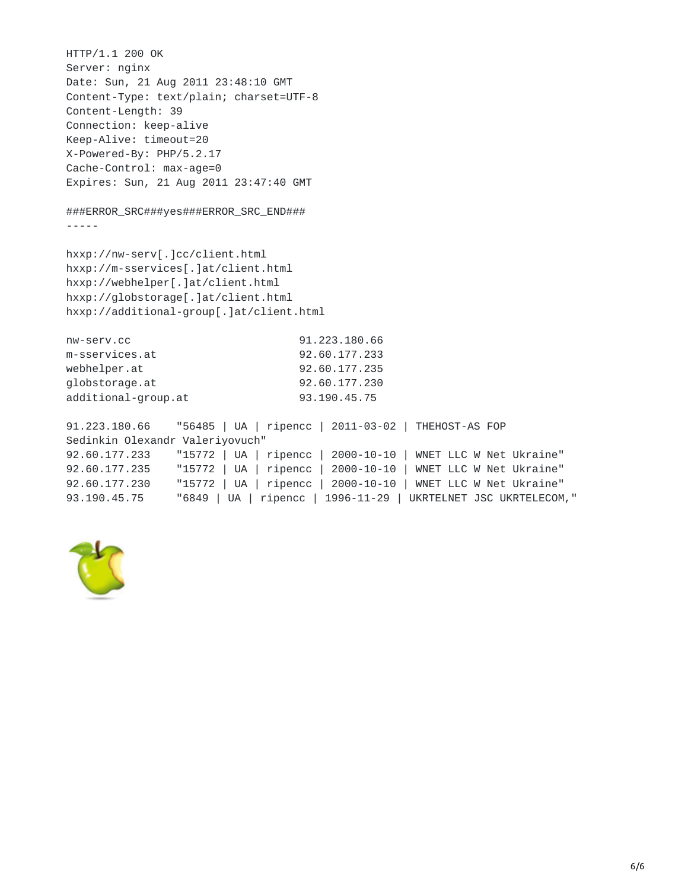```
HTTP/1.1 200 OK
Server: nginx
Date: Sun, 21 Aug 2011 23:48:10 GMT
Content-Type: text/plain; charset=UTF-8
Content-Length: 39
Connection: keep-alive
Keep-Alive: timeout=20
X-Powered-By: PHP/5.2.17
Cache-Control: max-age=0
Expires: Sun, 21 Aug 2011 23:47:40 GMT

###ERROR_SRC###yes###ERROR_SRC_END###
-----

hxxp://nw-serv[.]cc/client.html
hxxp://m-sservices[.]at/client.html
hxxp://webhelper[.]at/client.html
hxxp://globstorage[.]at/client.html
hxxp://additional-group[.]at/client.html

nw-serv.cc                    91.223.180.66
m-sservices.at                92.60.177.233
webhelper.at                  92.60.177.235
globstorage.at                92.60.177.230
additional-group.at           93.190.45.75

91.223.180.66    "56485 | UA | ripencc | 2011-03-02 | THEHOST-AS FOP
Sedinkin Olexandr Valeriyovuch"
92.60.177.233    "15772 | UA | ripencc | 2000-10-10 | WNET LLC W Net Ukraine"
92.60.177.235    "15772 | UA | ripencc | 2000-10-10 | WNET LLC W Net Ukraine"
92.60.177.230    "15772 | UA | ripencc | 2000-10-10 | WNET LLC W Net Ukraine"
93.190.45.75     "6849 | UA | ripencc | 1996-11-29 | UKRTELNET JSC UKRTELECOM,"
```